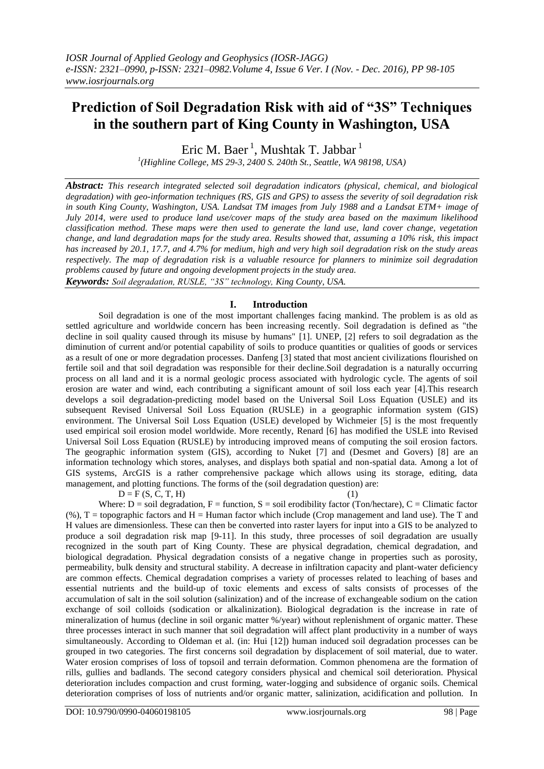# Prediction of Soil Degradation Risk with aid of "3S" Techniques in the southern part of King County in Washington, USA

Eric M. Baer [1], Mushtak T. Jabbar [1]

[1](Highline College, MS 29-3, 2400 S. 240th St., Seattle, WA 98198, USA)

***Abstract:*** *This research integrated selected soil degradation indicators (physical, chemical, and biological degradation) with geo-information techniques (RS, GIS and GPS) to assess the severity of soil degradation risk in south King County, Washington, USA. Landsat TM images from July 1988 and a Landsat ETM+ image of July 2014, were used to produce land use/cover maps of the study area based on the maximum likelihood classification method. These maps were then used to generate the land use, land cover change, vegetation change, and land degradation maps for the study area. Results showed that, assuming a 10% risk, this impact has increased by 20.1, 17.7, and 4.7% for medium, high and very high soil degradation risk on the study areas respectively. The map of degradation risk is a valuable resource for planners to minimize soil degradation problems caused by future and ongoing development projects in the study area.*

***Keywords:*** *Soil degradation, RUSLE, "3S" technology, King County, USA.*

## I. Introduction

Soil degradation is one of the most important challenges facing mankind. The problem is as old as settled agriculture and worldwide concern has been increasing recently. Soil degradation is defined as "the decline in soil quality caused through its misuse by humans" [1]. UNEP, [2] refers to soil degradation as the diminution of current and/or potential capability of soils to produce quantities or qualities of goods or services as a result of one or more degradation processes. Danfeng [3] stated that most ancient civilizations flourished on fertile soil and that soil degradation was responsible for their decline.Soil degradation is a naturally occurring process on all land and it is a normal geologic process associated with hydrologic cycle. The agents of soil erosion are water and wind, each contributing a significant amount of soil loss each year [4].This research develops a soil degradation-predicting model based on the Universal Soil Loss Equation (USLE) and its subsequent Revised Universal Soil Loss Equation (RUSLE) in a geographic information system (GIS) environment. The Universal Soil Loss Equation (USLE) developed by Wichmeier [5] is the most frequently used empirical soil erosion model worldwide. More recently, Renard [6] has modified the USLE into Revised Universal Soil Loss Equation (RUSLE) by introducing improved means of computing the soil erosion factors. The geographic information system (GIS), according to Nuket [7] and (Desmet and Govers) [8] are an information technology which stores, analyses, and displays both spatial and non-spatial data. Among a lot of GIS systems, ArcGIS is a rather comprehensive package which allows using its storage, editing, data management, and plotting functions. The forms of the (soil degradation question) are:

$$D = F(S, C, T, H) \qquad (1)$$

Where: D = soil degradation, F = function, S = soil erodibility factor (Ton/hectare), C = Climatic factor (%), T = topographic factors and H = Human factor which include (Crop management and land use). The T and H values are dimensionless. These can then be converted into raster layers for input into a GIS to be analyzed to produce a soil degradation risk map [9-11]. In this study, three processes of soil degradation are usually recognized in the south part of King County. These are physical degradation, chemical degradation, and biological degradation. Physical degradation consists of a negative change in properties such as porosity, permeability, bulk density and structural stability. A decrease in infiltration capacity and plant-water deficiency are common effects. Chemical degradation comprises a variety of processes related to leaching of bases and essential nutrients and the build-up of toxic elements and excess of salts consists of processes of the accumulation of salt in the soil solution (salinization) and of the increase of exchangeable sodium on the cation exchange of soil colloids (sodication or alkalinization). Biological degradation is the increase in rate of mineralization of humus (decline in soil organic matter %/year) without replenishment of organic matter. These three processes interact in such manner that soil degradation will affect plant productivity in a number of ways simultaneously. According to Oldeman et al. (in: Hui [12]) human induced soil degradation processes can be grouped in two categories. The first concerns soil degradation by displacement of soil material, due to water. Water erosion comprises of loss of topsoil and terrain deformation. Common phenomena are the formation of rills, gullies and badlands. The second category considers physical and chemical soil deterioration. Physical deterioration includes compaction and crust forming, water-logging and subsidence of organic soils. Chemical deterioration comprises of loss of nutrients and/or organic matter, salinization, acidification and pollution. In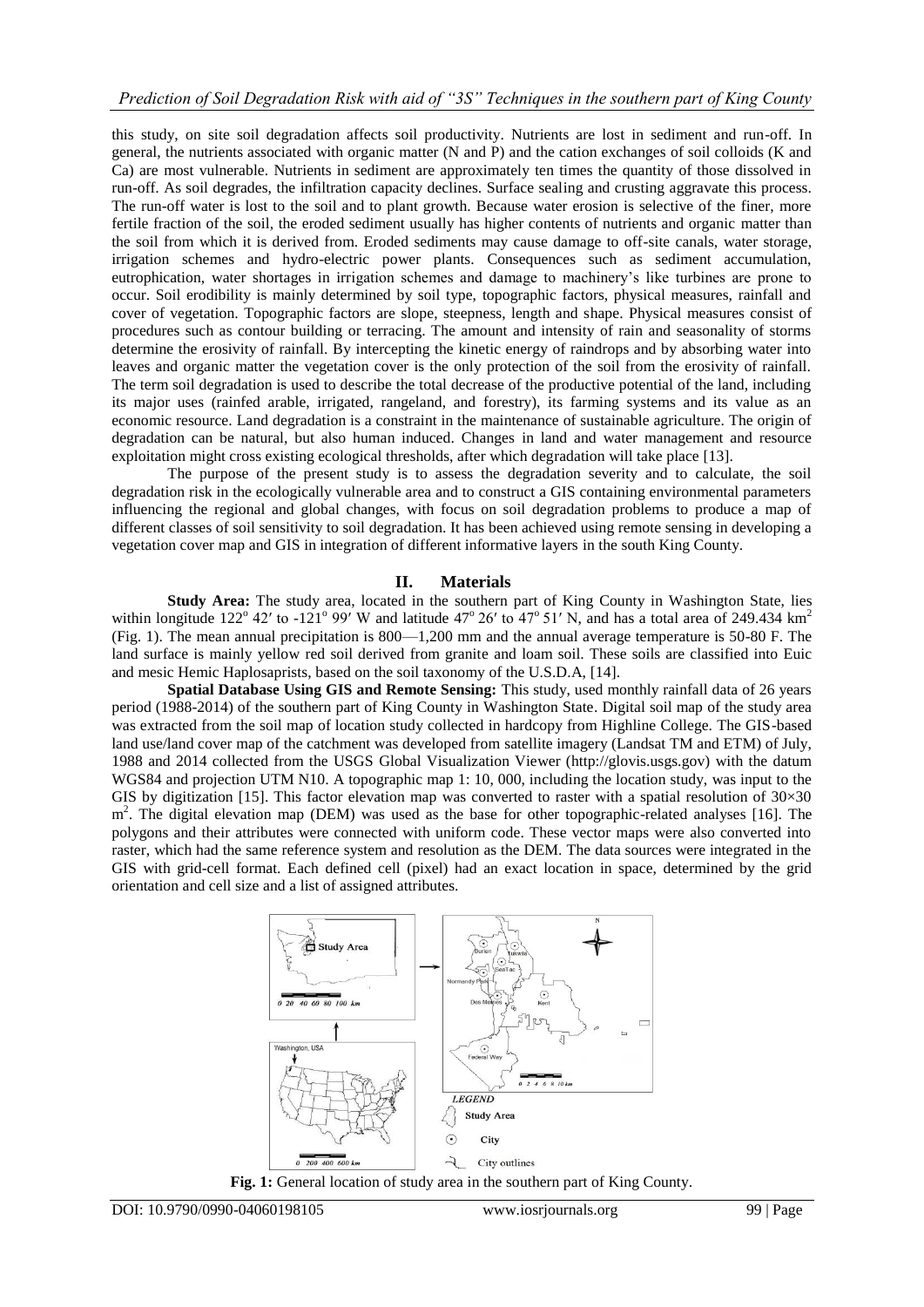this study, on site soil degradation affects soil productivity. Nutrients are lost in sediment and run-off. In general, the nutrients associated with organic matter (N and P) and the cation exchanges of soil colloids (K and Ca) are most vulnerable. Nutrients in sediment are approximately ten times the quantity of those dissolved in run-off. As soil degrades, the infiltration capacity declines. Surface sealing and crusting aggravate this process. The run-off water is lost to the soil and to plant growth. Because water erosion is selective of the finer, more fertile fraction of the soil, the eroded sediment usually has higher contents of nutrients and organic matter than the soil from which it is derived from. Eroded sediments may cause damage to off-site canals, water storage, irrigation schemes and hydro-electric power plants. Consequences such as sediment accumulation, eutrophication, water shortages in irrigation schemes and damage to machinery's like turbines are prone to occur. Soil erodibility is mainly determined by soil type, topographic factors, physical measures, rainfall and cover of vegetation. Topographic factors are slope, steepness, length and shape. Physical measures consist of procedures such as contour building or terracing. The amount and intensity of rain and seasonality of storms determine the erosivity of rainfall. By intercepting the kinetic energy of raindrops and by absorbing water into leaves and organic matter the vegetation cover is the only protection of the soil from the erosivity of rainfall. The term soil degradation is used to describe the total decrease of the productive potential of the land, including its major uses (rainfed arable, irrigated, rangeland, and forestry), its farming systems and its value as an economic resource. Land degradation is a constraint in the maintenance of sustainable agriculture. The origin of degradation can be natural, but also human induced. Changes in land and water management and resource exploitation might cross existing ecological thresholds, after which degradation will take place [13].

The purpose of the present study is to assess the degradation severity and to calculate, the soil degradation risk in the ecologically vulnerable area and to construct a GIS containing environmental parameters influencing the regional and global changes, with focus on soil degradation problems to produce a map of different classes of soil sensitivity to soil degradation. It has been achieved using remote sensing in developing a vegetation cover map and GIS in integration of different informative layers in the south King County.

## II. Materials

**Study Area:** The study area, located in the southern part of King County in Washington State, lies within longitude 122° 42′ to -121° 99′ W and latitude 47° 26′ to 47° 51′ N, and has a total area of 249.434 km$^2$ (Fig. 1). The mean annual precipitation is 800—1,200 mm and the annual average temperature is 50-80 F. The land surface is mainly yellow red soil derived from granite and loam soil. These soils are classified into Euic and mesic Hemic Haplosaprists, based on the soil taxonomy of the U.S.D.A, [14].

**Spatial Database Using GIS and Remote Sensing:** This study, used monthly rainfall data of 26 years period (1988-2014) of the southern part of King County in Washington State. Digital soil map of the study area was extracted from the soil map of location study collected in hardcopy from Highline College. The GIS-based land use/land cover map of the catchment was developed from satellite imagery (Landsat TM and ETM) of July, 1988 and 2014 collected from the USGS Global Visualization Viewer (http://glovis.usgs.gov) with the datum WGS84 and projection UTM N10. A topographic map 1: 10, 000, including the location study, was input to the GIS by digitization [15]. This factor elevation map was converted to raster with a spatial resolution of 30×30 m$^2$. The digital elevation map (DEM) was used as the base for other topographic-related analyses [16]. The polygons and their attributes were connected with uniform code. These vector maps were also converted into raster, which had the same reference system and resolution as the DEM. The data sources were integrated in the GIS with grid-cell format. Each defined cell (pixel) had an exact location in space, determined by the grid orientation and cell size and a list of assigned attributes.

**Fig. 1:** General location of study area in the southern part of King County.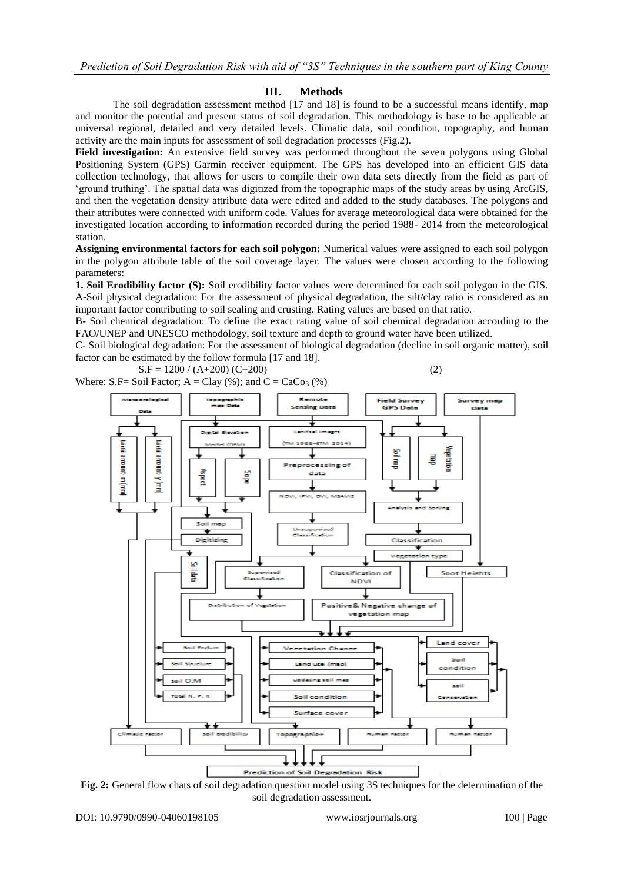## III. Methods

The soil degradation assessment method [17 and 18] is found to be a successful means identify, map and monitor the potential and present status of soil degradation. This methodology is base to be applicable at universal regional, detailed and very detailed levels. Climatic data, soil condition, topography, and human activity are the main inputs for assessment of soil degradation processes (Fig.2).

**Field investigation:** An extensive field survey was performed throughout the seven polygons using Global Positioning System (GPS) Garmin receiver equipment. The GPS has developed into an efficient GIS data collection technology, that allows for users to compile their own data sets directly from the field as part of 'ground truthing'. The spatial data was digitized from the topographic maps of the study areas by using ArcGIS, and then the vegetation density attribute data were edited and added to the study databases. The polygons and their attributes were connected with uniform code. Values for average meteorological data were obtained for the investigated location according to information recorded during the period 1988- 2014 from the meteorological station.

**Assigning environmental factors for each soil polygon:** Numerical values were assigned to each soil polygon in the polygon attribute table of the soil coverage layer. The values were chosen according to the following parameters:

**1. Soil Erodibility factor (S):** Soil erodibility factor values were determined for each soil polygon in the GIS.

A-Soil physical degradation: For the assessment of physical degradation, the silt/clay ratio is considered as an important factor contributing to soil sealing and crusting. Rating values are based on that ratio.

B- Soil chemical degradation: To define the exact rating value of soil chemical degradation according to the FAO/UNEP and UNESCO methodology, soil texture and depth to ground water have been utilized.

C- Soil biological degradation: For the assessment of biological degradation (decline in soil organic matter), soil factor can be estimated by the follow formula [17 and 18].

$$S.F = 1200 / (A+200)(C+200) \qquad (2)$$

Where: S.F= Soil Factor; A = Clay (%); and C = $CaCo_3$ (%)

**Fig. 2:** General flow chats of soil degradation question model using 3S techniques for the determination of the soil degradation assessment.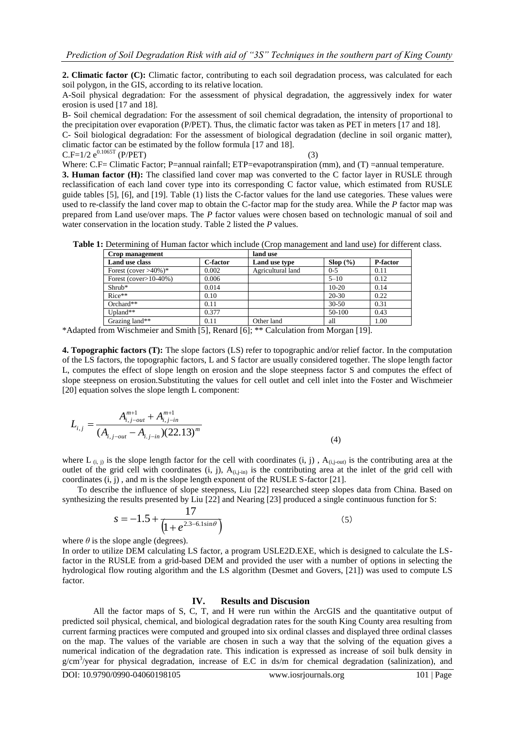**2. Climatic factor (C):** Climatic factor, contributing to each soil degradation process, was calculated for each soil polygon, in the GIS, according to its relative location.

A-Soil physical degradation: For the assessment of physical degradation, the aggressively index for water erosion is used [17 and 18].

B- Soil chemical degradation: For the assessment of soil chemical degradation, the intensity of proportional to the precipitation over evaporation (P/PET). Thus, the climatic factor was taken as PET in meters [17 and 18].

C- Soil biological degradation: For the assessment of biological degradation (decline in soil organic matter), climatic factor can be estimated by the follow formula [17 and 18].

$$C.F = 1/2\ e^{0.1065T}\ (P/PET) \qquad (3)$$

Where: C.F= Climatic Factor; P=annual rainfall; ETP=evapotranspiration (mm), and (T) =annual temperature.

**3. Human factor (H):** The classified land cover map was converted to the C factor layer in RUSLE through reclassification of each land cover type into its corresponding C factor value, which estimated from RUSLE guide tables [5], [6], and [19]. Table (1) lists the C-factor values for the land use categories. These values were used to re-classify the land cover map to obtain the C-factor map for the study area. While the *P* factor map was prepared from Land use/over maps. The *P* factor values were chosen based on technologic manual of soil and water conservation in the location study. Table 2 listed the *P* values.

**Table 1:** Determining of Human factor which include (Crop management and land use) for different class.

| Crop management | | land use | | |
|---|---|---|---|---|
| **Land use class** | **C-factor** | **Land use type** | **Slop (%)** | **P-factor** |
| Forest (cover >40%)* | 0.002 | Agricultural land | 0-5 | 0.11 |
| Forest (cover>10-40%) | 0.006 | | 5–10 | 0.12 |
| Shrub* | 0.014 | | 10-20 | 0.14 |
| Rice** | 0.10 | | 20-30 | 0.22 |
| Orchard** | 0.11 | | 30-50 | 0.31 |
| Upland** | 0.377 | | 50-100 | 0.43 |
| Grazing land** | 0.11 | Other land | all | 1.00 |

*Adapted from Wischmeier and Smith [5], Renard [6]; ** Calculation from Morgan [19].

**4. Topographic factors (T):** The slope factors (LS) refer to topographic and/or relief factor. In the computation of the LS factors, the topographic factors, L and S factor are usually considered together. The slope length factor L, computes the effect of slope length on erosion and the slope steepness factor S and computes the effect of slope steepness on erosion.Substituting the values for cell outlet and cell inlet into the Foster and Wischmeier [20] equation solves the slope length L component:

$$L_{i,j} = \frac{A_{i,j-out}^{m+1} + A_{i,j-in}^{m+1}}{(A_{i,j-out} - A_{i,j-in})(22.13)^m} \qquad (4)$$

where $L_{(i,j)}$ is the slope length factor for the cell with coordinates (i, j) , $A_{(i,j-out)}$ is the contributing area at the outlet of the grid cell with coordinates (i, j), $A_{(i,j-in)}$ is the contributing area at the inlet of the grid cell with coordinates (i, j) , and m is the slope length exponent of the RUSLE S-factor [21].

To describe the influence of slope steepness, Liu [22] researched steep slopes data from China. Based on synthesizing the results presented by Liu [22] and Nearing [23] produced a single continuous function for S:

$$s = -1.5 + \frac{17}{\left(1 + e^{2.3 - 6.1\sin\theta}\right)} \qquad (5)$$

where $\theta$ is the slope angle (degrees).

In order to utilize DEM calculating LS factor, a program USLE2D.EXE, which is designed to calculate the LS-factor in the RUSLE from a grid-based DEM and provided the user with a number of options in selecting the hydrological flow routing algorithm and the LS algorithm (Desmet and Govers, [21]) was used to compute LS factor.

## IV. Results and Discusion

All the factor maps of S, C, T, and H were run within the ArcGIS and the quantitative output of predicted soil physical, chemical, and biological degradation rates for the south King County area resulting from current farming practices were computed and grouped into six ordinal classes and displayed three ordinal classes on the map. The values of the variable are chosen in such a way that the solving of the equation gives a numerical indication of the degradation rate. This indication is expressed as increase of soil bulk density in $g/cm^3$/year for physical degradation, increase of E.C in ds/m for chemical degradation (salinization), and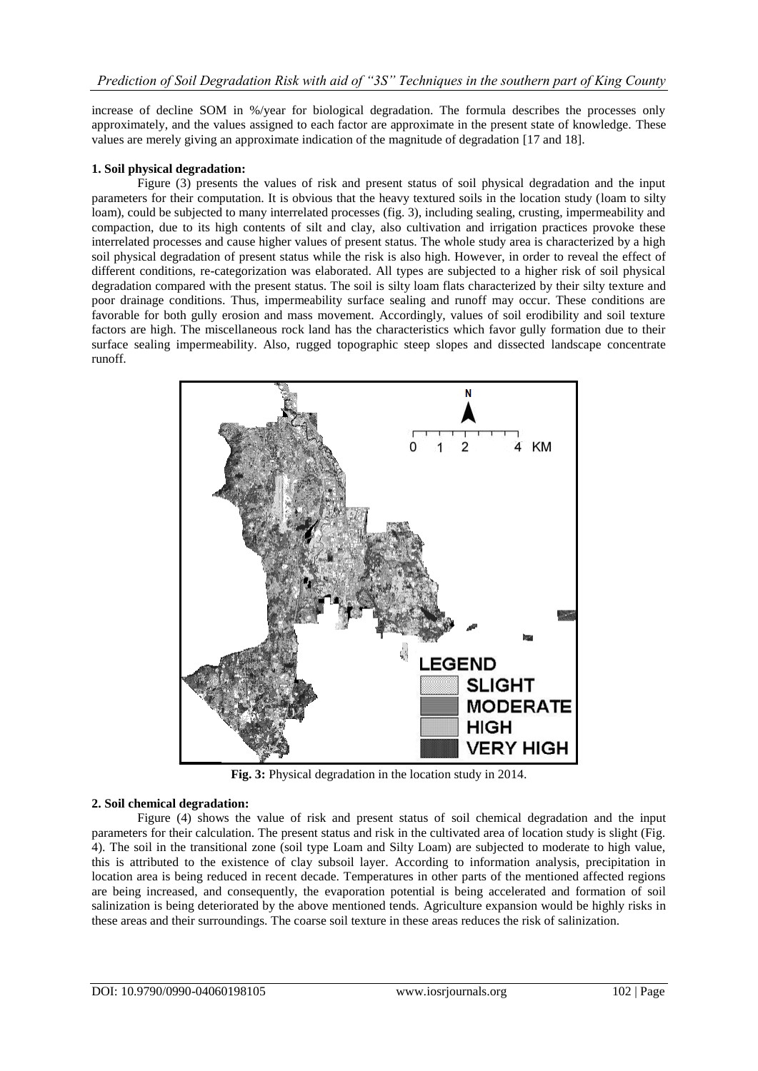increase of decline SOM in %/year for biological degradation. The formula describes the processes only approximately, and the values assigned to each factor are approximate in the present state of knowledge. These values are merely giving an approximate indication of the magnitude of degradation [17 and 18].

**1. Soil physical degradation:**

Figure (3) presents the values of risk and present status of soil physical degradation and the input parameters for their computation. It is obvious that the heavy textured soils in the location study (loam to silty loam), could be subjected to many interrelated processes (fig. 3), including sealing, crusting, impermeability and compaction, due to its high contents of silt and clay, also cultivation and irrigation practices provoke these interrelated processes and cause higher values of present status. The whole study area is characterized by a high soil physical degradation of present status while the risk is also high. However, in order to reveal the effect of different conditions, re-categorization was elaborated. All types are subjected to a higher risk of soil physical degradation compared with the present status. The soil is silty loam flats characterized by their silty texture and poor drainage conditions. Thus, impermeability surface sealing and runoff may occur. These conditions are favorable for both gully erosion and mass movement. Accordingly, values of soil erodibility and soil texture factors are high. The miscellaneous rock land has the characteristics which favor gully formation due to their surface sealing impermeability. Also, rugged topographic steep slopes and dissected landscape concentrate runoff.

**Fig. 3:** Physical degradation in the location study in 2014.

**2. Soil chemical degradation:**

Figure (4) shows the value of risk and present status of soil chemical degradation and the input parameters for their calculation. The present status and risk in the cultivated area of location study is slight (Fig. 4). The soil in the transitional zone (soil type Loam and Silty Loam) are subjected to moderate to high value, this is attributed to the existence of clay subsoil layer. According to information analysis, precipitation in location area is being reduced in recent decade. Temperatures in other parts of the mentioned affected regions are being increased, and consequently, the evaporation potential is being accelerated and formation of soil salinization is being deteriorated by the above mentioned tends. Agriculture expansion would be highly risks in these areas and their surroundings. The coarse soil texture in these areas reduces the risk of salinization.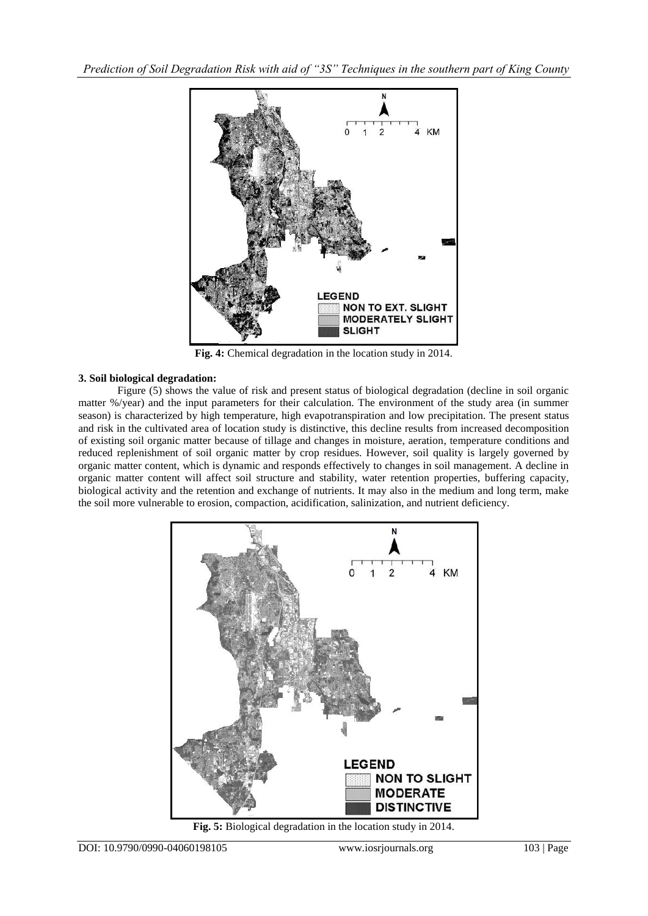**Fig. 4:** Chemical degradation in the location study in 2014.

**3. Soil biological degradation:**

Figure (5) shows the value of risk and present status of biological degradation (decline in soil organic matter %/year) and the input parameters for their calculation. The environment of the study area (in summer season) is characterized by high temperature, high evapotranspiration and low precipitation. The present status and risk in the cultivated area of location study is distinctive, this decline results from increased decomposition of existing soil organic matter because of tillage and changes in moisture, aeration, temperature conditions and reduced replenishment of soil organic matter by crop residues. However, soil quality is largely governed by organic matter content, which is dynamic and responds effectively to changes in soil management. A decline in organic matter content will affect soil structure and stability, water retention properties, buffering capacity, biological activity and the retention and exchange of nutrients. It may also in the medium and long term, make the soil more vulnerable to erosion, compaction, acidification, salinization, and nutrient deficiency.

**Fig. 5:** Biological degradation in the location study in 2014.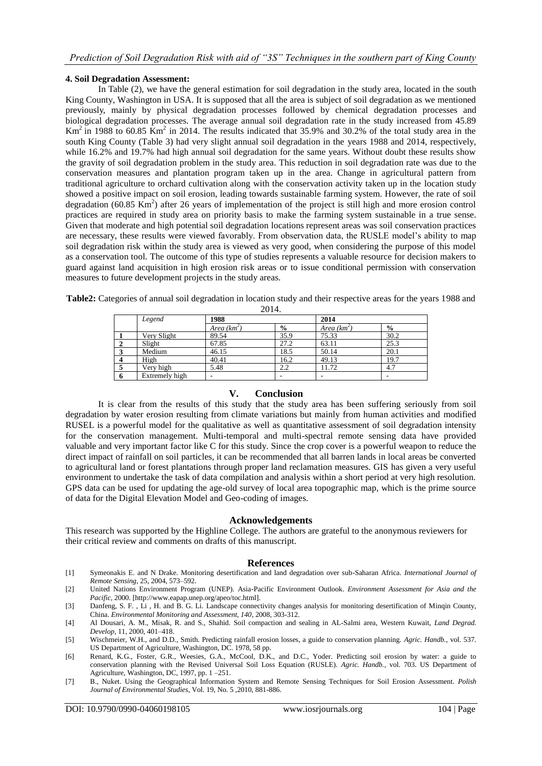#### 4. Soil Degradation Assessment:

In Table (2), we have the general estimation for soil degradation in the study area, located in the south King County, Washington in USA. It is supposed that all the area is subject of soil degradation as we mentioned previously, mainly by physical degradation processes followed by chemical degradation processes and biological degradation processes. The average annual soil degradation rate in the study increased from 45.89 $Km^2$ in 1988 to 60.85 $Km^2$ in 2014. The results indicated that 35.9% and 30.2% of the total study area in the south King County (Table 3) had very slight annual soil degradation in the years 1988 and 2014, respectively, while 16.2% and 19.7% had high annual soil degradation for the same years. Without doubt these results show the gravity of soil degradation problem in the study area. This reduction in soil degradation rate was due to the conservation measures and plantation program taken up in the area. Change in agricultural pattern from traditional agriculture to orchard cultivation along with the conservation activity taken up in the location study showed a positive impact on soil erosion, leading towards sustainable farming system. However, the rate of soil degradation (60.85 $Km^2$) after 26 years of implementation of the project is still high and more erosion control practices are required in study area on priority basis to make the farming system sustainable in a true sense. Given that moderate and high potential soil degradation locations represent areas was soil conservation practices are necessary, these results were viewed favorably. From observation data, the RUSLE model's ability to map soil degradation risk within the study area is viewed as very good, when considering the purpose of this model as a conservation tool. The outcome of this type of studies represents a valuable resource for decision makers to guard against land acquisition in high erosion risk areas or to issue conditional permission with conservation measures to future development projects in the study areas.

**Table2:** Categories of annual soil degradation in location study and their respective areas for the years 1988 and 2014.

| | *Legend* | **1988** | | **2014** | |
|---|---|---|---|---|---|
| | | *Area ($km^2$)* | **%** | *Area ($km^2$)* | **%** |
| **1** | Very Slight | 89.54 | 35.9 | 75.33 | 30.2 |
| **2** | Slight | 67.85 | 27.2 | 63.11 | 25.3 |
| **3** | Medium | 46.15 | 18.5 | 50.14 | 20.1 |
| **4** | High | 40.41 | 16.2 | 49.13 | 19.7 |
| **5** | Very high | 5.48 | 2.2 | 11.72 | 4.7 |
| **6** | Extremely high | - | - | - | - |

## V. Conclusion

It is clear from the results of this study that the study area has been suffering seriously from soil degradation by water erosion resulting from climate variations but mainly from human activities and modified RUSEL is a powerful model for the qualitative as well as quantitative assessment of soil degradation intensity for the conservation management. Multi-temporal and multi-spectral remote sensing data have provided valuable and very important factor like C for this study. Since the crop cover is a powerful weapon to reduce the direct impact of rainfall on soil particles, it can be recommended that all barren lands in local areas be converted to agricultural land or forest plantations through proper land reclamation measures. GIS has given a very useful environment to undertake the task of data compilation and analysis within a short period at very high resolution. GPS data can be used for updating the age-old survey of local area topographic map, which is the prime source of data for the Digital Elevation Model and Geo-coding of images.

## Acknowledgements

This research was supported by the Highline College. The authors are grateful to the anonymous reviewers for their critical review and comments on drafts of this manuscript.

## References

[1] Symeonakis E. and N Drake. Monitoring desertification and land degradation over sub-Saharan Africa. *International Journal of Remote Sensing*, 25, 2004, 573–592.

[2] United Nations Environment Program (UNEP). Asia-Pacific Environment Outlook. *Environment Assessment for Asia and the Pacific*, 2000. [http://www.eapap.unep.org/apeo/toc.html].

[3] Danfeng, S. F. , Li , H. and B. G. Li. Landscape connectivity changes analysis for monitoring desertification of Minqin County, China. *Environmental Monitoring and Assessment, 140*, 2008, 303-312.

[4] Al Dousari, A. M., Misak, R. and S., Shahid. Soil compaction and sealing in AL-Salmi area, Western Kuwait, *Land Degrad. Develop*, 11, 2000, 401–418.

[5] Wischmeier, W.H., and D.D., Smith. Predicting rainfall erosion losses, a guide to conservation planning. *Agric. Handb.*, vol. 537. US Department of Agriculture, Washington, DC. 1978, 58 pp.

[6] Renard, K.G., Foster, G.R., Weesies, G.A., McCool, D.K., and D.C., Yoder. Predicting soil erosion by water: a guide to conservation planning with the Revised Universal Soil Loss Equation (RUSLE). *Agric. Handb.*, vol. 703. US Department of Agriculture, Washington, DC, 1997, pp. 1 –251.

[7] B., Nuket. Using the Geographical Information System and Remote Sensing Techniques for Soil Erosion Assessment. *Polish Journal of Environmental Studies*, Vol. 19, No. 5 ,2010, 881-886.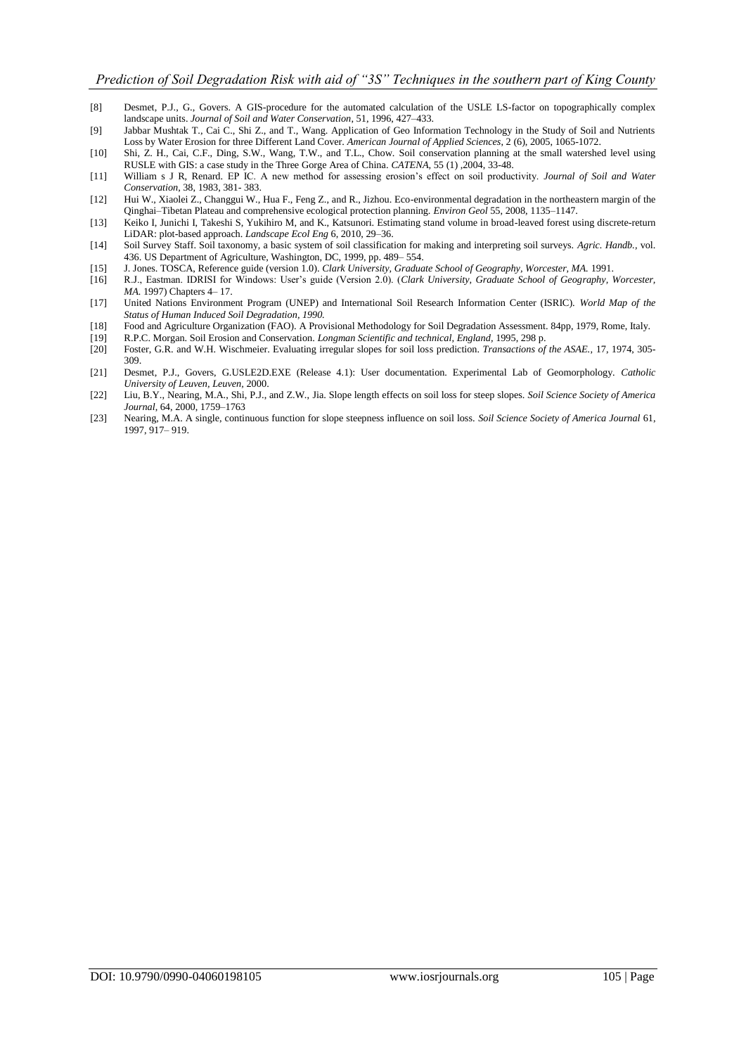[8] Desmet, P.J., G., Govers. A GIS-procedure for the automated calculation of the USLE LS-factor on topographically complex landscape units. *Journal of Soil and Water Conservation*, 51, 1996, 427–433.

[9] Jabbar Mushtak T., Cai C., Shi Z., and T., Wang. Application of Geo Information Technology in the Study of Soil and Nutrients Loss by Water Erosion for three Different Land Cover. *American Journal of Applied Sciences*, 2 (6), 2005, 1065-1072.

[10] Shi, Z. H., Cai, C.F., Ding, S.W., Wang, T.W., and T.L., Chow. Soil conservation planning at the small watershed level using RUSLE with GIS: a case study in the Three Gorge Area of China. *CATENA*, 55 (1) ,2004, 33-48.

[11] William s J R, Renard. EP IC. A new method for assessing erosion's effect on soil productivity. *Journal of Soil and Water Conservation*, 38, 1983, 381- 383.

[12] Hui W., Xiaolei Z., Changgui W., Hua F., Feng Z., and R., Jizhou. Eco-environmental degradation in the northeastern margin of the Qinghai–Tibetan Plateau and comprehensive ecological protection planning. *Environ Geol* 55, 2008, 1135–1147.

[13] Keiko I, Junichi I, Takeshi S, Yukihiro M, and K., Katsunori. Estimating stand volume in broad-leaved forest using discrete-return LiDAR: plot-based approach. *Landscape Ecol Eng* 6, 2010, 29–36.

[14] Soil Survey Staff. Soil taxonomy, a basic system of soil classification for making and interpreting soil surveys. *Agric. Handb.*, vol. 436. US Department of Agriculture, Washington, DC, 1999, pp. 489– 554.

[15] J. Jones. TOSCA, Reference guide (version 1.0). *Clark University, Graduate School of Geography, Worcester, MA.* 1991.

[16] R.J., Eastman. IDRISI for Windows: User's guide (Version 2.0). (*Clark University, Graduate School of Geography, Worcester, MA.* 1997) Chapters 4– 17.

[17] United Nations Environment Program (UNEP) and International Soil Research Information Center (ISRIC). *World Map of the Status of Human Induced Soil Degradation, 1990.*

[18] Food and Agriculture Organization (FAO). A Provisional Methodology for Soil Degradation Assessment. 84pp, 1979, Rome, Italy.

[19] R.P.C. Morgan. Soil Erosion and Conservation. *Longman Scientific and technical, England*, 1995, 298 p.

[20] Foster, G.R. and W.H. Wischmeier. Evaluating irregular slopes for soil loss prediction. *Transactions of the ASAE.*, 17, 1974, 305-309.

[21] Desmet, P.J., Govers, G.USLE2D.EXE (Release 4.1): User documentation. Experimental Lab of Geomorphology. *Catholic University of Leuven, Leuven*, 2000.

[22] Liu, B.Y., Nearing, M.A., Shi, P.J., and Z.W., Jia. Slope length effects on soil loss for steep slopes. *Soil Science Society of America Journal*, 64, 2000, 1759–1763

[23] Nearing, M.A. A single, continuous function for slope steepness influence on soil loss. *Soil Science Society of America Journal* 61, 1997, 917– 919.